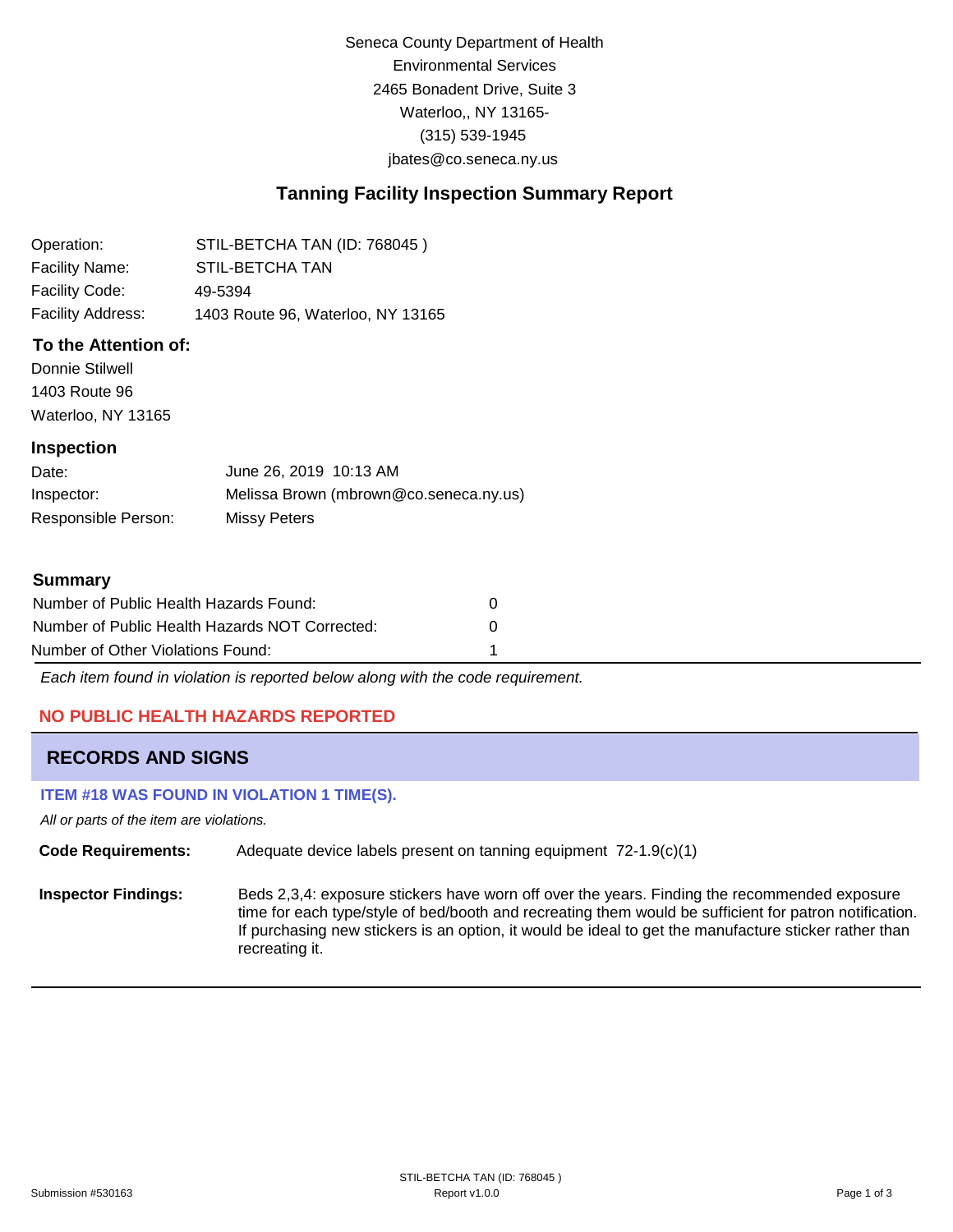Seneca County Department of Health
Environmental Services
2465 Bonadent Drive, Suite 3
Waterloo,, NY 13165-
(315) 539-1945
jbates@co.seneca.ny.us

## Tanning Facility Inspection Summary Report

| | |
|---|---|
| Operation: | STIL-BETCHA TAN (ID: 768045 ) |
| Facility Name: | STIL-BETCHA TAN |
| Facility Code: | 49-5394 |
| Facility Address: | 1403 Route 96, Waterloo, NY 13165 |

### To the Attention of:

Donnie Stilwell
1403 Route 96
Waterloo, NY 13165

### Inspection

| | |
|---|---|
| Date: | June 26, 2019 10:13 AM |
| Inspector: | Melissa Brown (mbrown@co.seneca.ny.us) |
| Responsible Person: | Missy Peters |

### Summary

| | |
|---|---|
| Number of Public Health Hazards Found: | 0 |
| Number of Public Health Hazards NOT Corrected: | 0 |
| Number of Other Violations Found: | 1 |

*Each item found in violation is reported below along with the code requirement.*

**NO PUBLIC HEALTH HAZARDS REPORTED**

## RECORDS AND SIGNS

**ITEM #18 WAS FOUND IN VIOLATION 1 TIME(S).**

*All or parts of the item are violations.*

**Code Requirements:** Adequate device labels present on tanning equipment 72-1.9(c)(1)

**Inspector Findings:** Beds 2,3,4: exposure stickers have worn off over the years. Finding the recommended exposure time for each type/style of bed/booth and recreating them would be sufficient for patron notification. If purchasing new stickers is an option, it would be ideal to get the manufacture sticker rather than recreating it.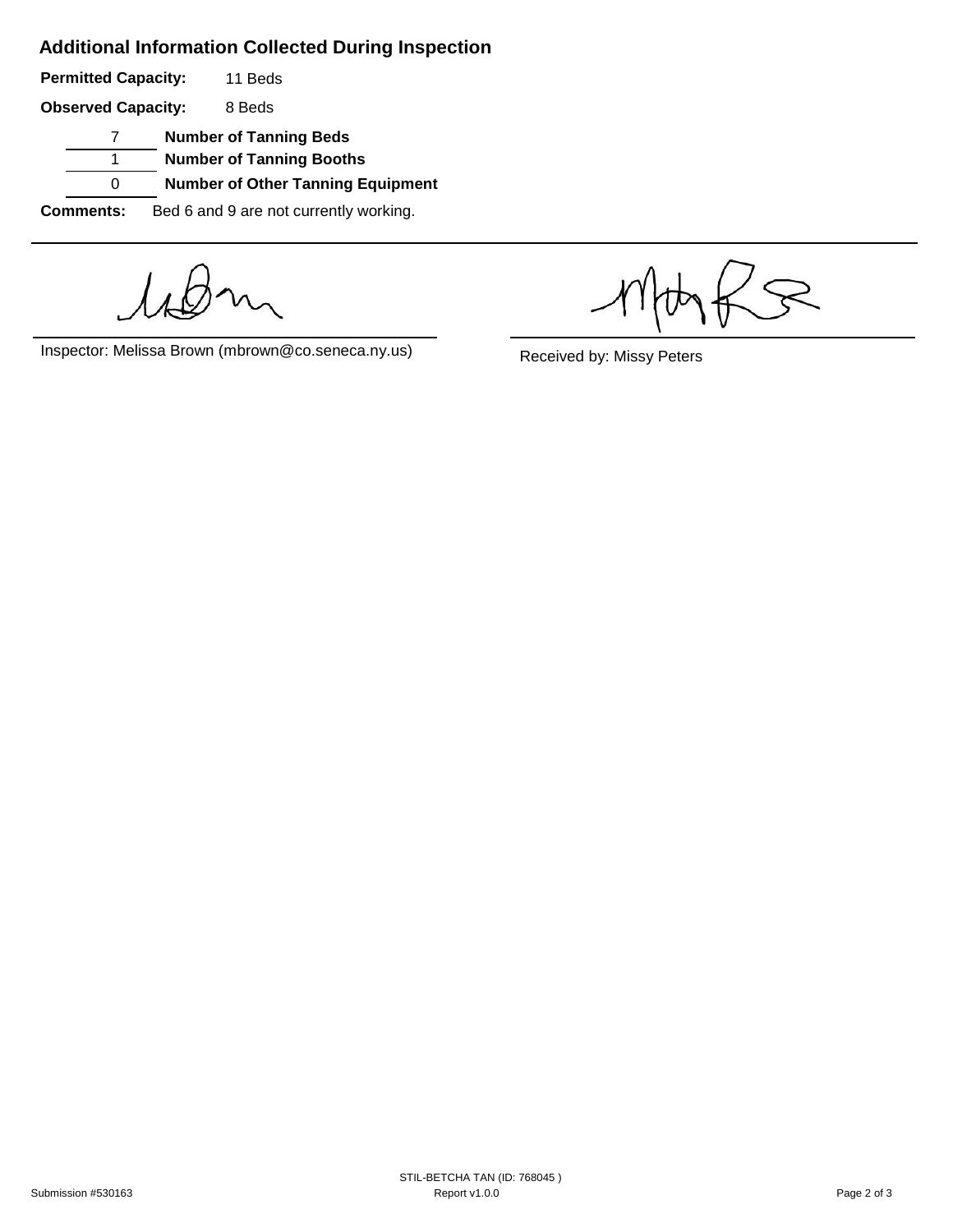## Additional Information Collected During Inspection

**Permitted Capacity:** 11 Beds

**Observed Capacity:** 8 Beds

| Count | Item |
|---|---|
| 7 | **Number of Tanning Beds** |
| 1 | **Number of Tanning Booths** |
| 0 | **Number of Other Tanning Equipment** |

**Comments:** Bed 6 and 9 are not currently working.

Inspector: Melissa Brown (mbrown@co.seneca.ny.us)

Received by: Missy Peters

STIL-BETCHA TAN (ID: 768045 )

Submission #530163

Report v1.0.0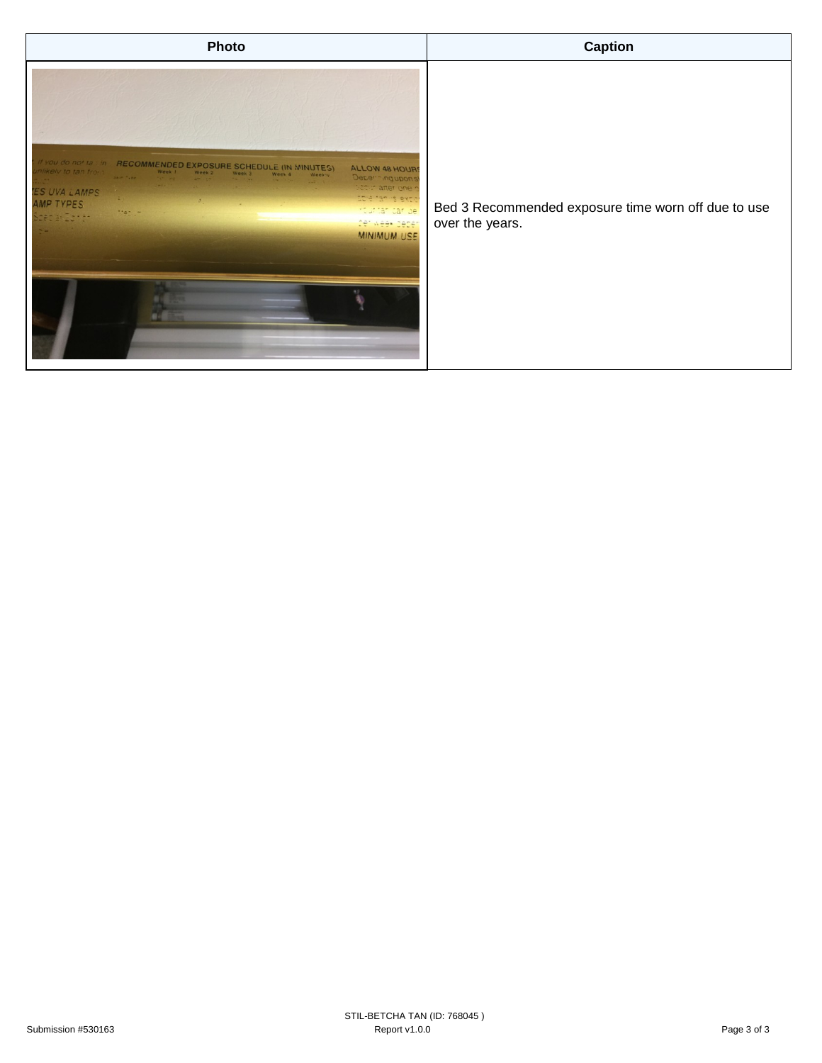| Photo | Caption |
| --- | --- |
| | Bed 3 Recommended exposure time worn off due to use over the years. |